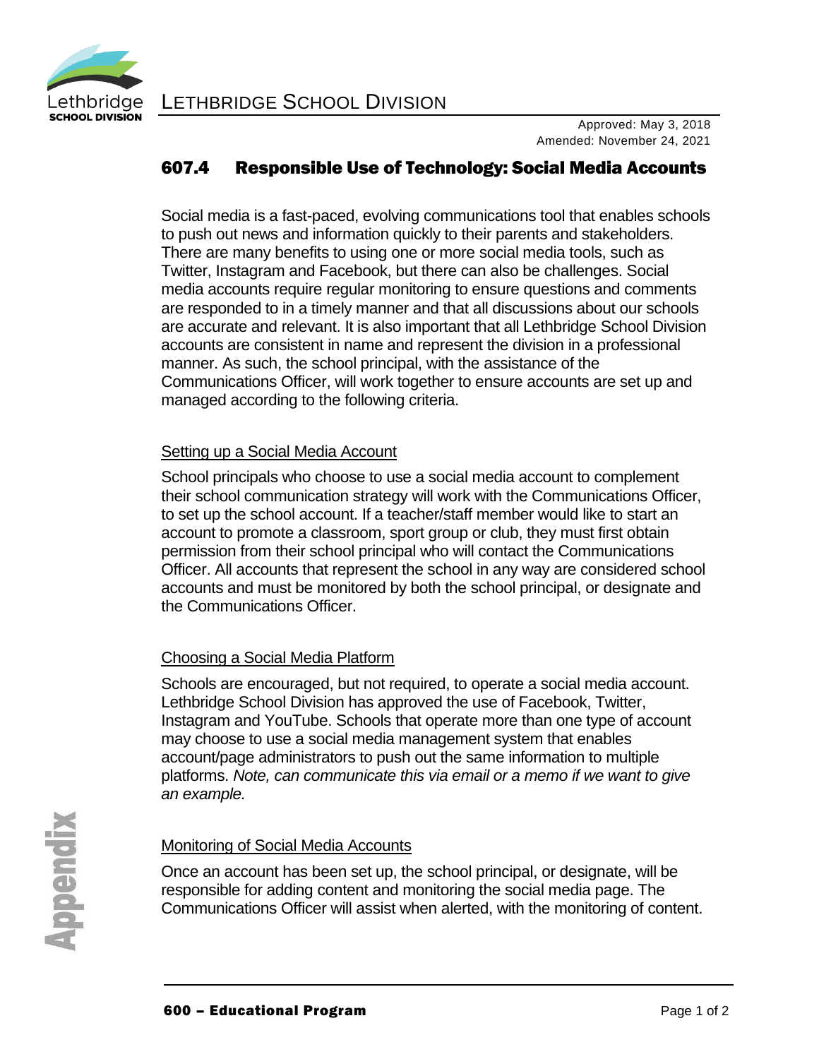# LETHBRIDGE SCHOOL DIVISION

Approved: May 3, 2018
Amended: November 24, 2021

## 607.4 Responsible Use of Technology: Social Media Accounts

Social media is a fast-paced, evolving communications tool that enables schools to push out news and information quickly to their parents and stakeholders. There are many benefits to using one or more social media tools, such as Twitter, Instagram and Facebook, but there can also be challenges. Social media accounts require regular monitoring to ensure questions and comments are responded to in a timely manner and that all discussions about our schools are accurate and relevant. It is also important that all Lethbridge School Division accounts are consistent in name and represent the division in a professional manner. As such, the school principal, with the assistance of the Communications Officer, will work together to ensure accounts are set up and managed according to the following criteria.

### Setting up a Social Media Account

School principals who choose to use a social media account to complement their school communication strategy will work with the Communications Officer, to set up the school account. If a teacher/staff member would like to start an account to promote a classroom, sport group or club, they must first obtain permission from their school principal who will contact the Communications Officer. All accounts that represent the school in any way are considered school accounts and must be monitored by both the school principal, or designate and the Communications Officer.

### Choosing a Social Media Platform

Schools are encouraged, but not required, to operate a social media account. Lethbridge School Division has approved the use of Facebook, Twitter, Instagram and YouTube. Schools that operate more than one type of account may choose to use a social media management system that enables account/page administrators to push out the same information to multiple platforms. *Note, can communicate this via email or a memo if we want to give an example.*

### Monitoring of Social Media Accounts

Once an account has been set up, the school principal, or designate, will be responsible for adding content and monitoring the social media page. The Communications Officer will assist when alerted, with the monitoring of content.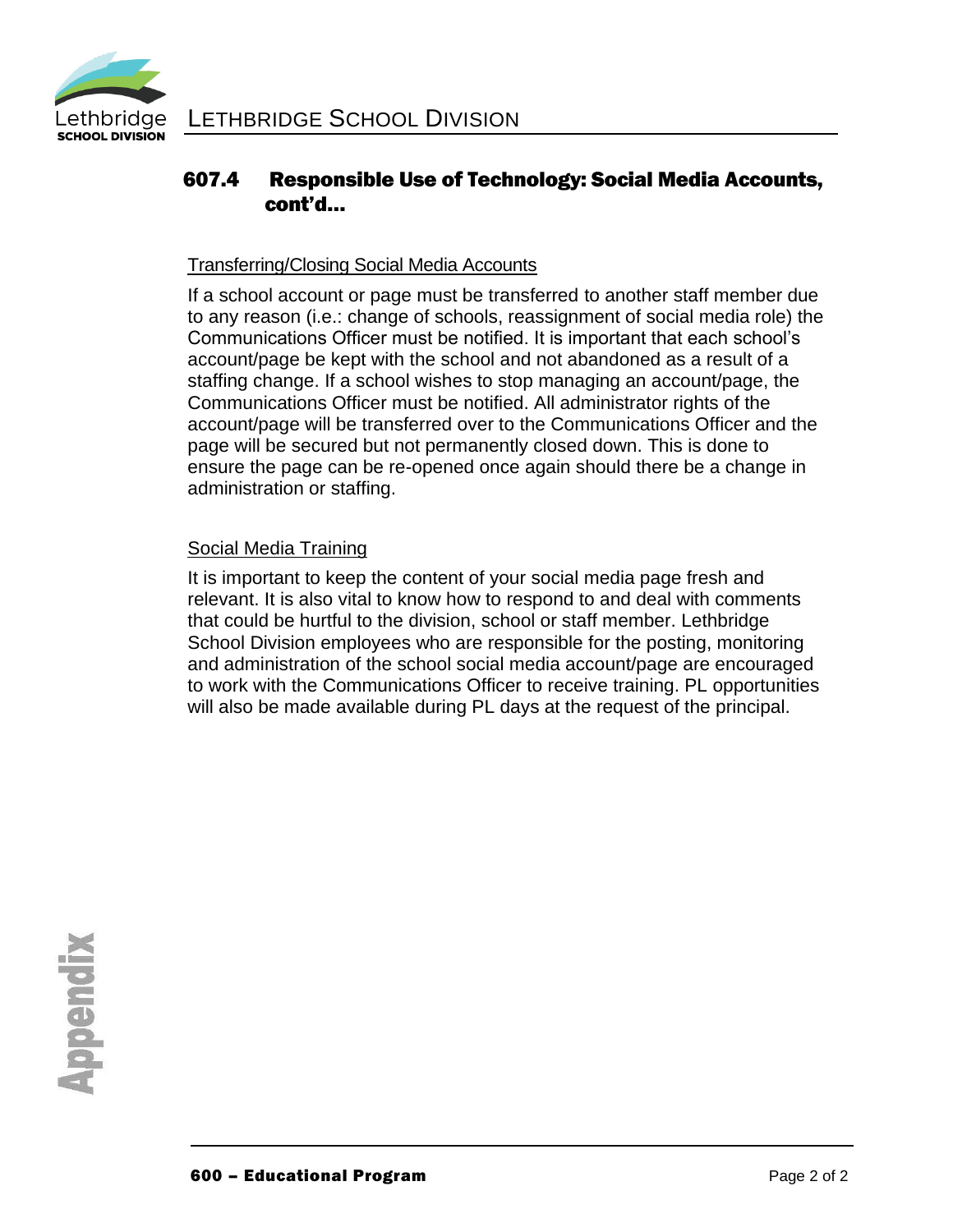## 607.4 Responsible Use of Technology: Social Media Accounts, cont'd…

Transferring/Closing Social Media Accounts

If a school account or page must be transferred to another staff member due to any reason (i.e.: change of schools, reassignment of social media role) the Communications Officer must be notified. It is important that each school's account/page be kept with the school and not abandoned as a result of a staffing change. If a school wishes to stop managing an account/page, the Communications Officer must be notified. All administrator rights of the account/page will be transferred over to the Communications Officer and the page will be secured but not permanently closed down. This is done to ensure the page can be re-opened once again should there be a change in administration or staffing.

Social Media Training

It is important to keep the content of your social media page fresh and relevant. It is also vital to know how to respond to and deal with comments that could be hurtful to the division, school or staff member. Lethbridge School Division employees who are responsible for the posting, monitoring and administration of the school social media account/page are encouraged to work with the Communications Officer to receive training. PL opportunities will also be made available during PL days at the request of the principal.